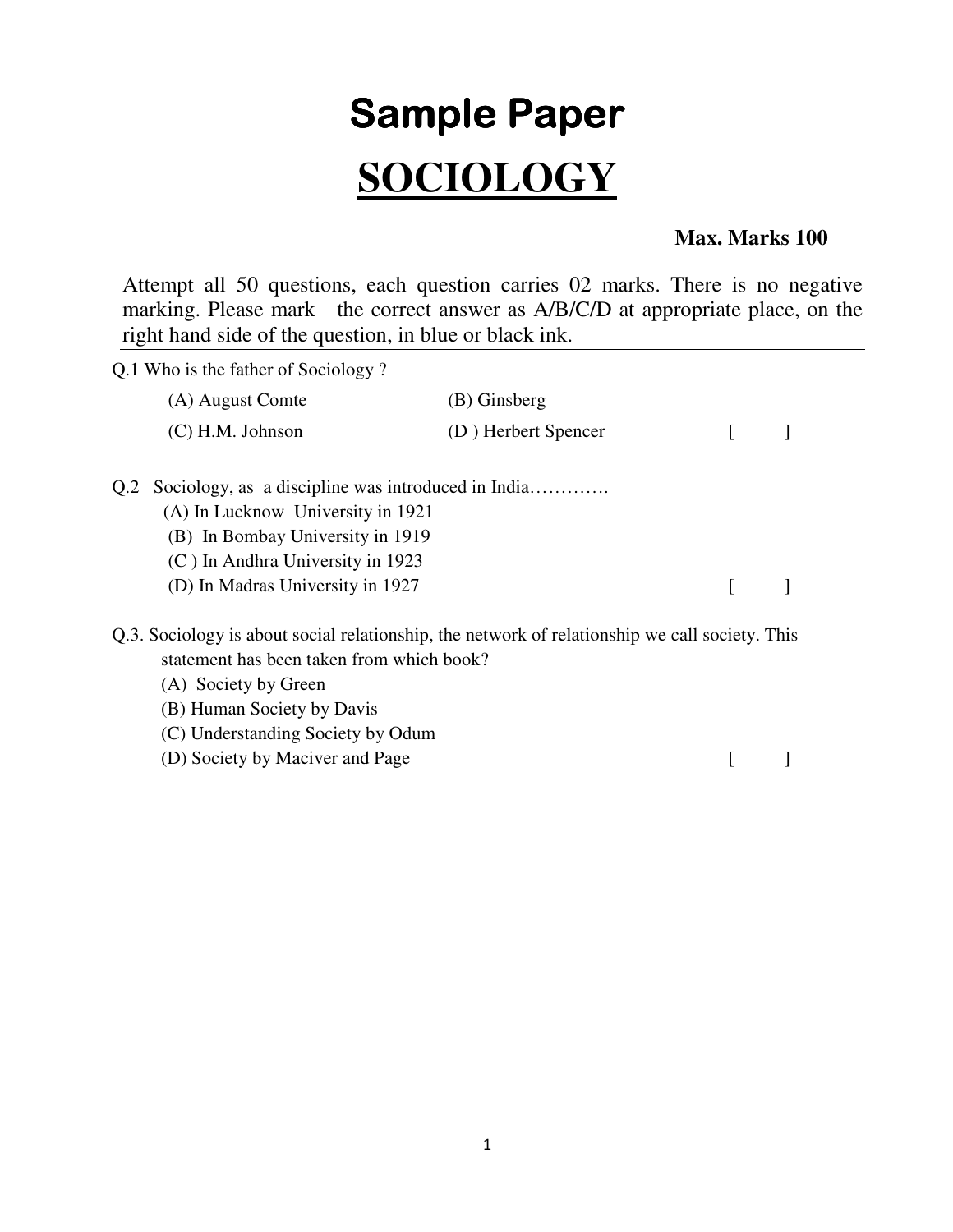# Sample Paper

# SOCIOLOGY

**Max. Marks 100**

Attempt all 50 questions, each question carries 02 marks. There is no negative marking. Please mark the correct answer as A/B/C/D at appropriate place, on the right hand side of the question, in blue or black ink.

---

Q.1 Who is the father of Sociology ?

(A) August Comte  (B) Ginsberg

(C) H.M. Johnson  (D ) Herbert Spencer  [ ]

Q.2 Sociology, as a discipline was introduced in India…………

(A) In Lucknow University in 1921

(B) In Bombay University in 1919

(C ) In Andhra University in 1923

(D) In Madras University in 1927  [ ]

Q.3. Sociology is about social relationship, the network of relationship we call society. This statement has been taken from which book?

(A) Society by Green

(B) Human Society by Davis

(C) Understanding Society by Odum

(D) Society by Maciver and Page  [ ]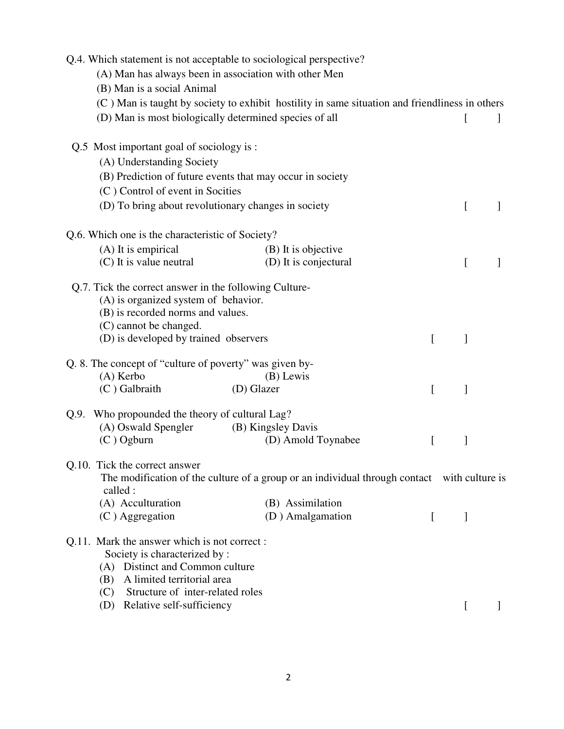Q.4. Which statement is not acceptable to sociological perspective?

(A) Man has always been in association with other Men
(B) Man is a social Animal
(C ) Man is taught by society to exhibit hostility in same situation and friendliness in others
(D) Man is most biologically determined species of all [ ]

Q.5 Most important goal of sociology is :

(A) Understanding Society
(B) Prediction of future events that may occur in society
(C ) Control of event in Socities
(D) To bring about revolutionary changes in society [ ]

Q.6. Which one is the characteristic of Society?

(A) It is empirical (B) It is objective
(C) It is value neutral (D) It is conjectural [ ]

Q.7. Tick the correct answer in the following Culture-

(A) is organized system of behavior.
(B) is recorded norms and values.
(C) cannot be changed.
(D) is developed by trained observers [ ]

Q. 8. The concept of "culture of poverty" was given by-

(A) Kerbo (B) Lewis
(C ) Galbraith (D) Glazer [ ]

Q.9. Who propounded the theory of cultural Lag?

(A) Oswald Spengler (B) Kingsley Davis
(C ) Ogburn (D) Amold Toynabee [ ]

Q.10. Tick the correct answer

The modification of the culture of a group or an individual through contact with culture is called :

(A) Acculturation (B) Assimilation
(C ) Aggregation (D ) Amalgamation [ ]

Q.11. Mark the answer which is not correct :

Society is characterized by :

(A) Distinct and Common culture
(B) A limited territorial area
(C) Structure of inter-related roles
(D) Relative self-sufficiency [ ]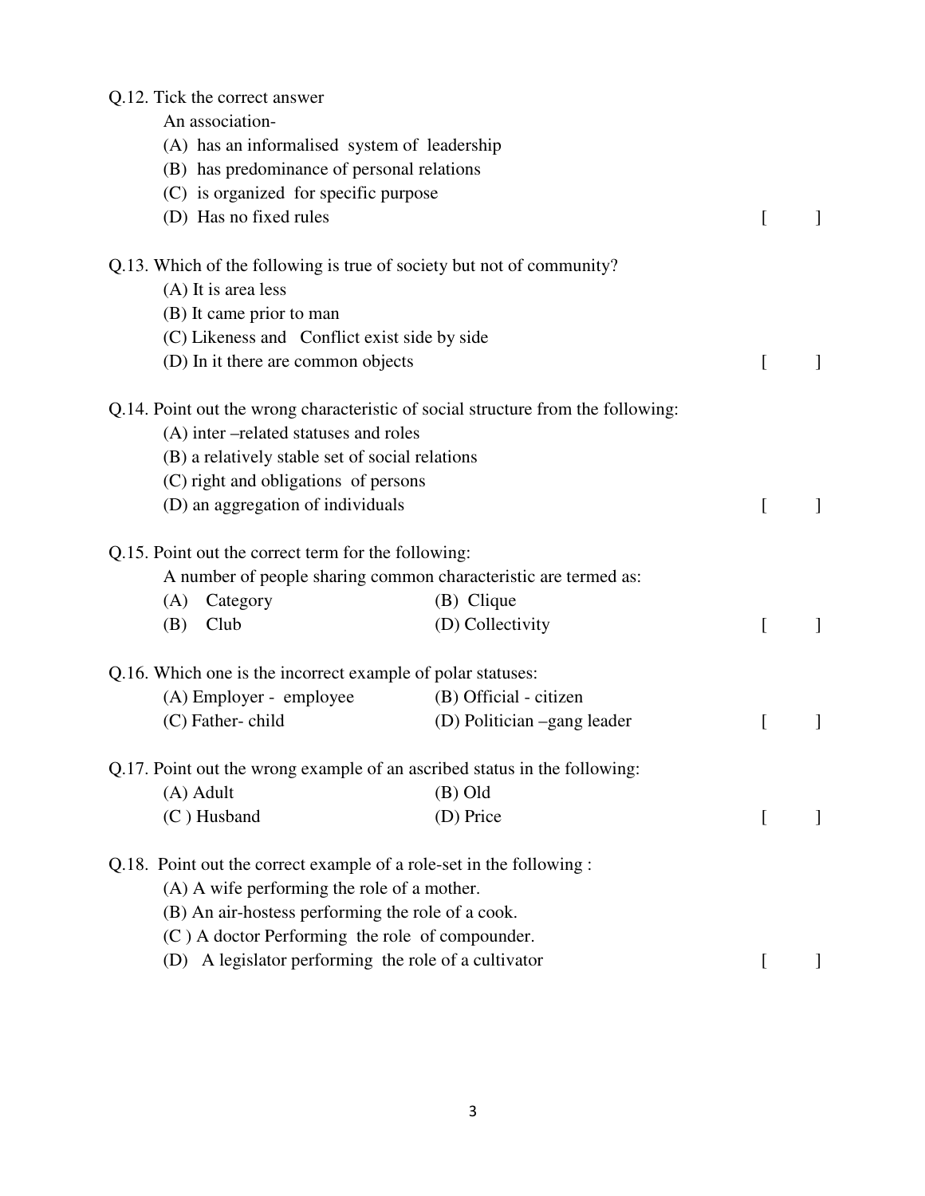Q.12. Tick the correct answer

An association-

(A) has an informalised system of leadership
(B) has predominance of personal relations
(C) is organized for specific purpose
(D) Has no fixed rules [ ]

Q.13. Which of the following is true of society but not of community?

(A) It is area less
(B) It came prior to man
(C) Likeness and Conflict exist side by side
(D) In it there are common objects [ ]

Q.14. Point out the wrong characteristic of social structure from the following:

(A) inter –related statuses and roles
(B) a relatively stable set of social relations
(C) right and obligations of persons
(D) an aggregation of individuals [ ]

Q.15. Point out the correct term for the following:

A number of people sharing common characteristic are termed as:

(A) Category (B) Clique
(B) Club (D) Collectivity [ ]

Q.16. Which one is the incorrect example of polar statuses:

(A) Employer - employee (B) Official - citizen
(C) Father- child (D) Politician –gang leader [ ]

Q.17. Point out the wrong example of an ascribed status in the following:

(A) Adult (B) Old
(C ) Husband (D) Price [ ]

Q.18. Point out the correct example of a role-set in the following :

(A) A wife performing the role of a mother.
(B) An air-hostess performing the role of a cook.
(C ) A doctor Performing the role of compounder.
(D) A legislator performing the role of a cultivator [ ]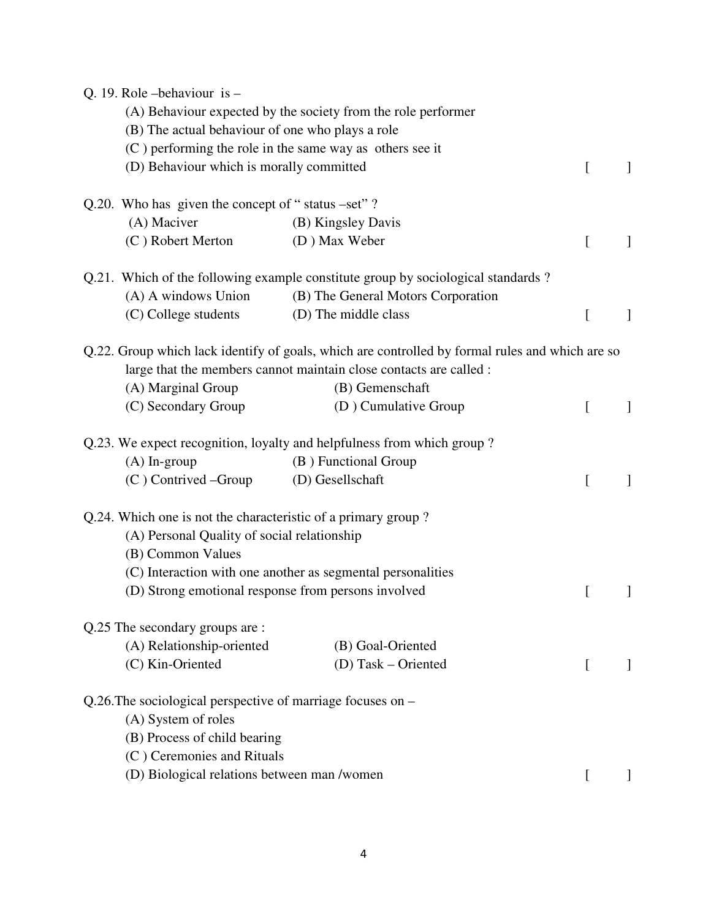Q. 19. Role –behaviour is –

(A) Behaviour expected by the society from the role performer
(B) The actual behaviour of one who plays a role
(C ) performing the role in the same way as others see it
(D) Behaviour which is morally committed [ ]

Q.20. Who has given the concept of " status –set" ?

(A) Maciver (B) Kingsley Davis
(C ) Robert Merton (D ) Max Weber [ ]

Q.21. Which of the following example constitute group by sociological standards ?

(A) A windows Union (B) The General Motors Corporation
(C) College students (D) The middle class [ ]

Q.22. Group which lack identify of goals, which are controlled by formal rules and which are so large that the members cannot maintain close contacts are called :

(A) Marginal Group (B) Gemenschaft
(C) Secondary Group (D ) Cumulative Group [ ]

Q.23. We expect recognition, loyalty and helpfulness from which group ?

(A) In-group (B ) Functional Group
(C ) Contrived –Group (D) Gesellschaft [ ]

Q.24. Which one is not the characteristic of a primary group ?

(A) Personal Quality of social relationship
(B) Common Values
(C) Interaction with one another as segmental personalities
(D) Strong emotional response from persons involved [ ]

Q.25 The secondary groups are :

(A) Relationship-oriented (B) Goal-Oriented
(C) Kin-Oriented (D) Task – Oriented [ ]

Q.26.The sociological perspective of marriage focuses on –

(A) System of roles
(B) Process of child bearing
(C ) Ceremonies and Rituals
(D) Biological relations between man /women [ ]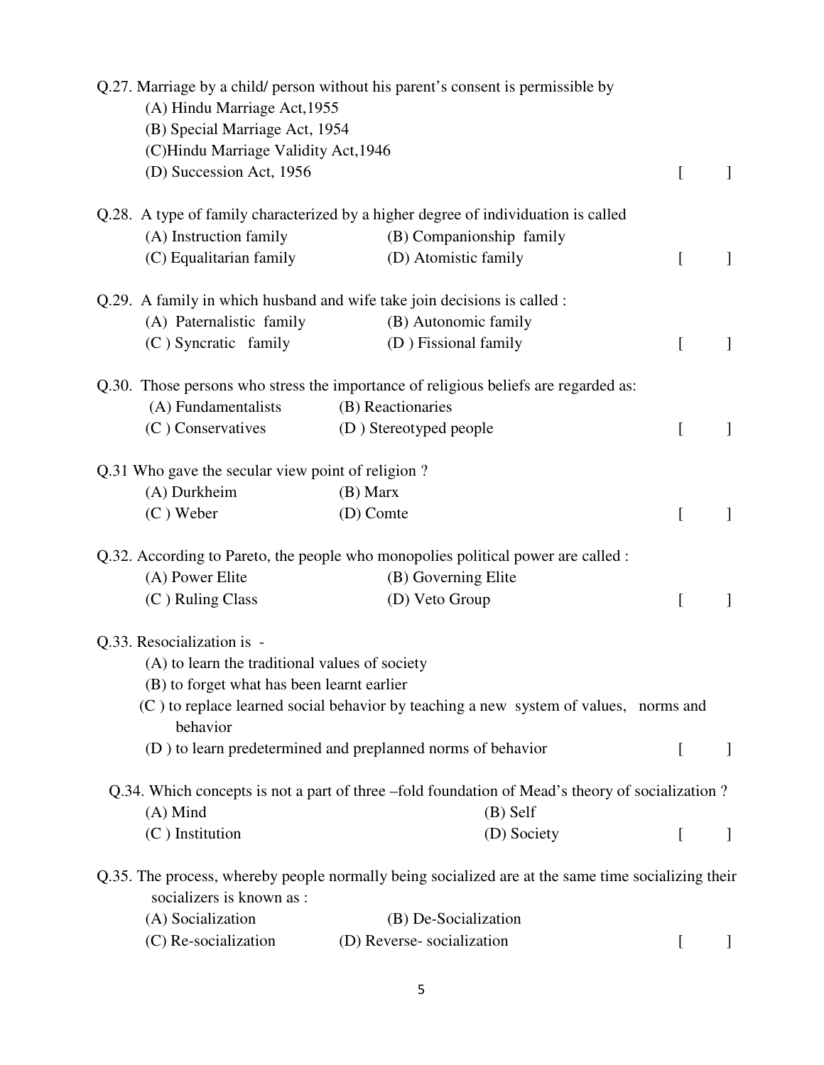Q.27. Marriage by a child/ person without his parent's consent is permissible by

(A) Hindu Marriage Act,1955

(B) Special Marriage Act, 1954

(C)Hindu Marriage Validity Act,1946

(D) Succession Act, 1956 [ ]

Q.28. A type of family characterized by a higher degree of individuation is called

(A) Instruction family (B) Companionship family

(C) Equalitarian family (D) Atomistic family [ ]

Q.29. A family in which husband and wife take join decisions is called :

(A) Paternalistic family (B) Autonomic family

(C ) Syncratic family (D ) Fissional family [ ]

Q.30. Those persons who stress the importance of religious beliefs are regarded as:

(A) Fundamentalists (B) Reactionaries

(C ) Conservatives (D ) Stereotyped people [ ]

Q.31 Who gave the secular view point of religion ?

(A) Durkheim (B) Marx

(C ) Weber (D) Comte [ ]

Q.32. According to Pareto, the people who monopolies political power are called :

(A) Power Elite (B) Governing Elite

(C ) Ruling Class (D) Veto Group [ ]

Q.33. Resocialization is -

(A) to learn the traditional values of society

(B) to forget what has been learnt earlier

(C ) to replace learned social behavior by teaching a new system of values, norms and behavior

(D ) to learn predetermined and preplanned norms of behavior [ ]

Q.34. Which concepts is not a part of three –fold foundation of Mead's theory of socialization ?

(A) Mind (B) Self

(C ) Institution (D) Society [ ]

Q.35. The process, whereby people normally being socialized are at the same time socializing their socializers is known as :

(A) Socialization (B) De-Socialization

(C) Re-socialization (D) Reverse- socialization [ ]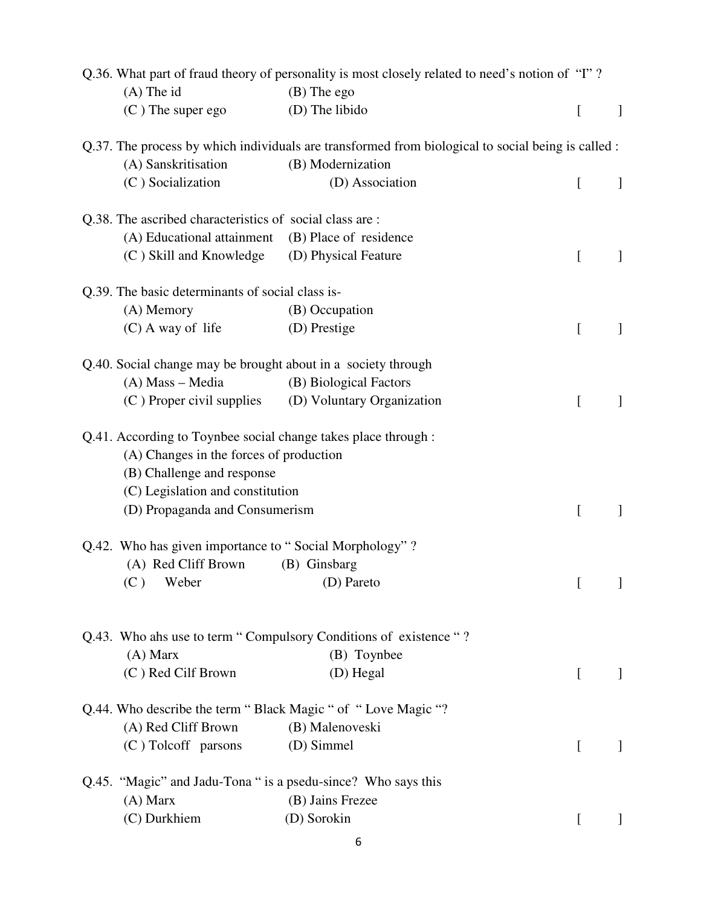Q.36. What part of fraud theory of personality is most closely related to need's notion of "I" ?

(A) The id (B) The ego

(C ) The super ego (D) The libido [ ]

Q.37. The process by which individuals are transformed from biological to social being is called :

(A) Sanskritisation (B) Modernization

(C ) Socialization (D) Association [ ]

Q.38. The ascribed characteristics of social class are :

(A) Educational attainment (B) Place of residence

(C ) Skill and Knowledge (D) Physical Feature [ ]

Q.39. The basic determinants of social class is-

(A) Memory (B) Occupation

(C) A way of life (D) Prestige [ ]

Q.40. Social change may be brought about in a society through

(A) Mass – Media (B) Biological Factors

(C ) Proper civil supplies (D) Voluntary Organization [ ]

Q.41. According to Toynbee social change takes place through :

(A) Changes in the forces of production

(B) Challenge and response

(C) Legislation and constitution

(D) Propaganda and Consumerism [ ]

Q.42. Who has given importance to " Social Morphology" ?

(A) Red Cliff Brown (B) Ginsbarg

(C ) Weber (D) Pareto [ ]

Q.43. Who ahs use to term " Compulsory Conditions of existence " ?

(A) Marx (B) Toynbee

(C ) Red Cilf Brown (D) Hegal [ ]

Q.44. Who describe the term " Black Magic " of " Love Magic "?

(A) Red Cliff Brown (B) Malenoveski

(C ) Tolcoff parsons (D) Simmel [ ]

Q.45. "Magic" and Jadu-Tona " is a psedu-since? Who says this

(A) Marx (B) Jains Frezee

(C) Durkhiem (D) Sorokin [ ]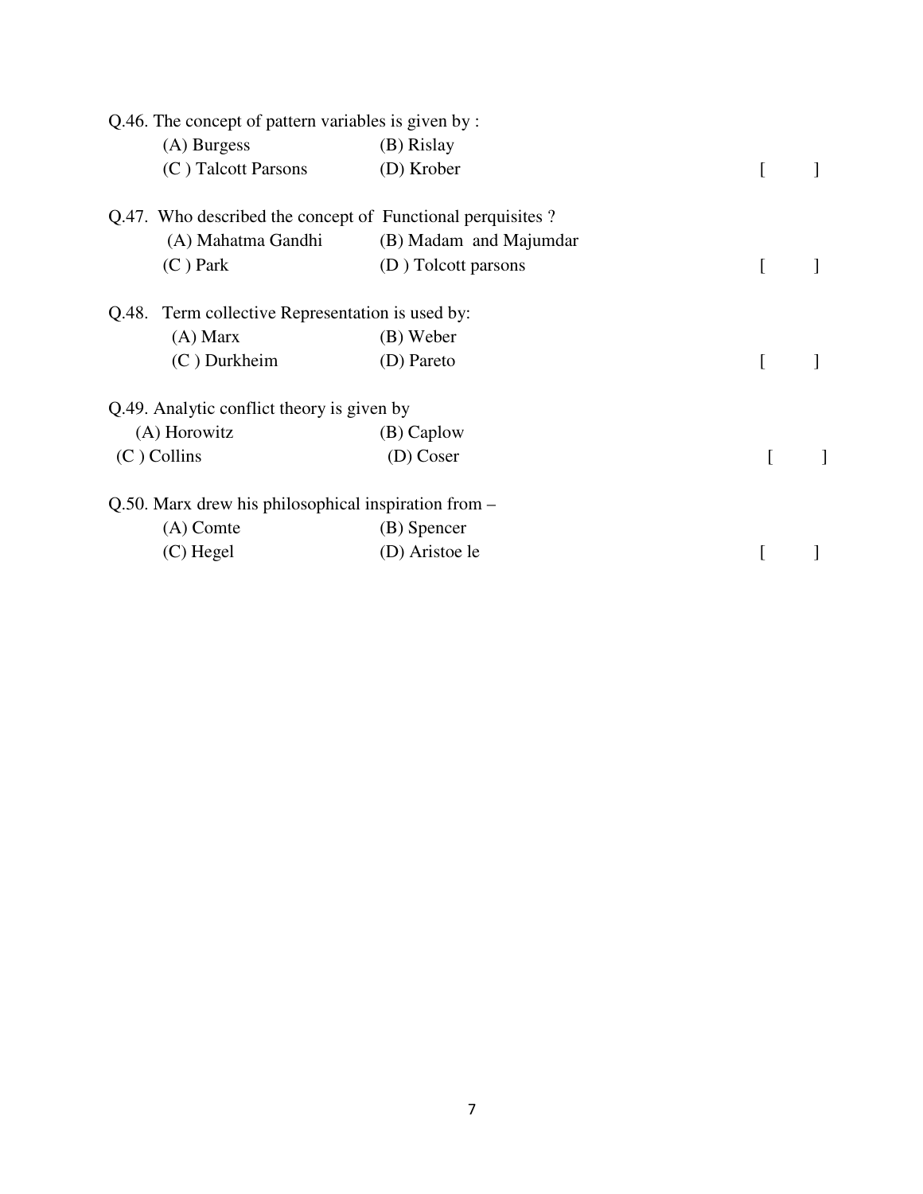Q.46. The concept of pattern variables is given by :

(A) Burgess (B) Rislay

(C ) Talcott Parsons (D) Krober [ ]

Q.47. Who described the concept of Functional perquisites ?

(A) Mahatma Gandhi (B) Madam and Majumdar

(C ) Park (D ) Tolcott parsons [ ]

Q.48. Term collective Representation is used by:

(A) Marx (B) Weber

(C ) Durkheim (D) Pareto [ ]

Q.49. Analytic conflict theory is given by

(A) Horowitz (B) Caplow

(C ) Collins (D) Coser [ ]

Q.50. Marx drew his philosophical inspiration from –

(A) Comte (B) Spencer

(C) Hegel (D) Aristoe le [ ]